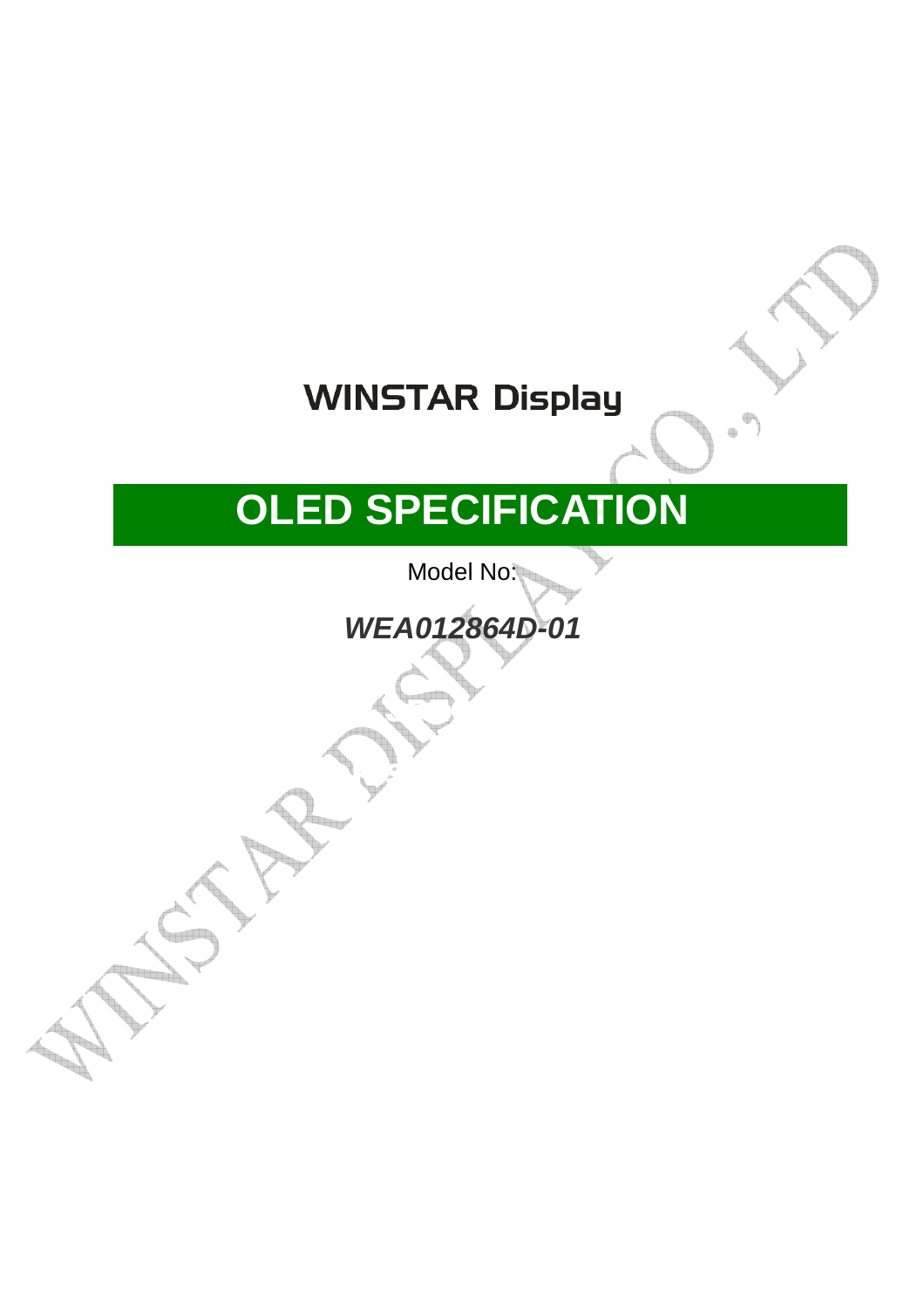# WINSTAR Display

# OLED SPECIFICATION

Model No:

***WEA012864D-01***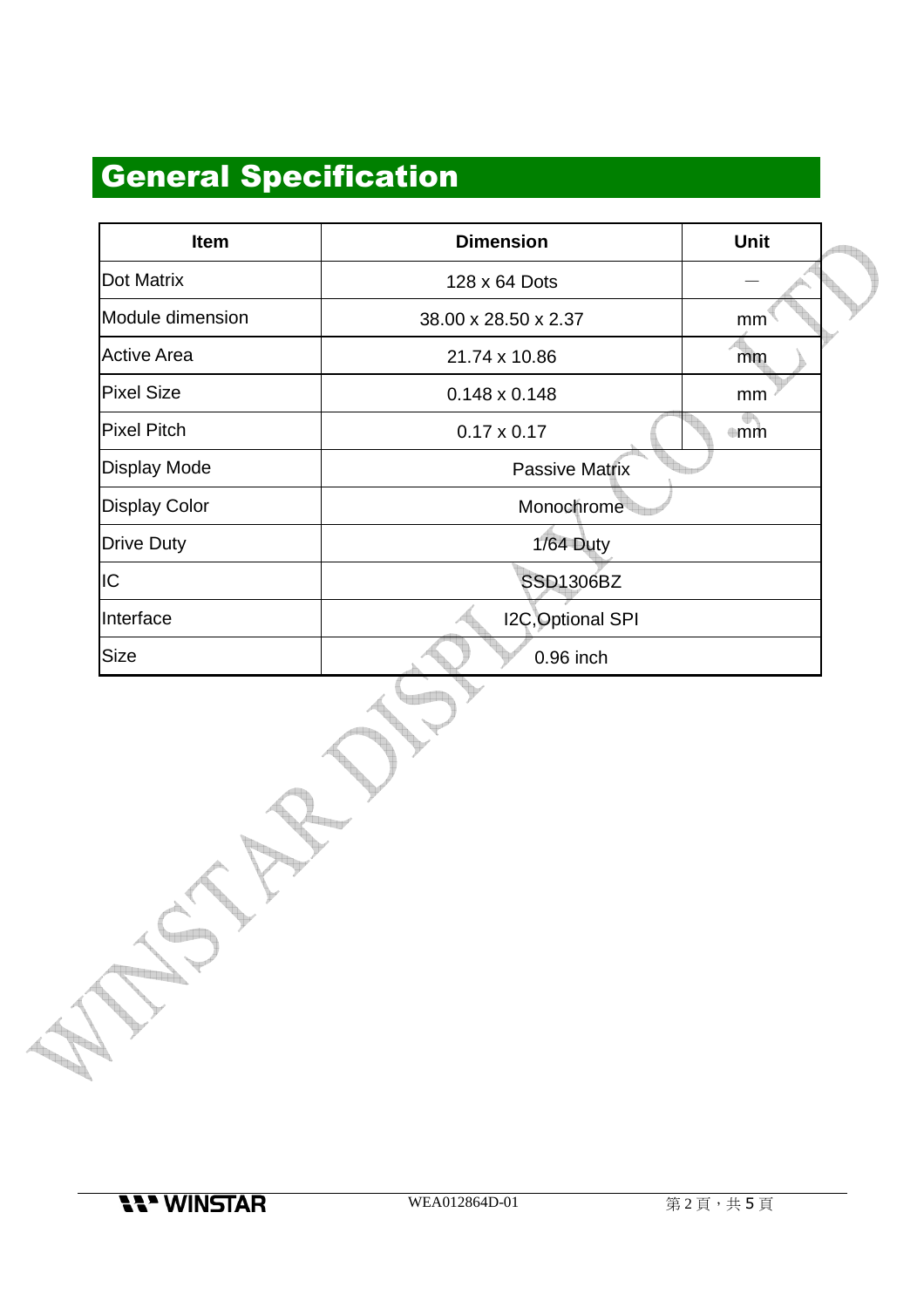# General Specification

| Item | Dimension | Unit |
|---|---|---|
| Dot Matrix | 128 x 64 Dots | — |
| Module dimension | 38.00 x 28.50 x 2.37 | mm |
| Active Area | 21.74 x 10.86 | mm |
| Pixel Size | 0.148 x 0.148 | mm |
| Pixel Pitch | 0.17 x 0.17 | mm |
| Display Mode | Passive Matrix | |
| Display Color | Monochrome | |
| Drive Duty | 1/64 Duty | |
| IC | SSD1306BZ | |
| Interface | I2C,Optional SPI | |
| Size | 0.96 inch | |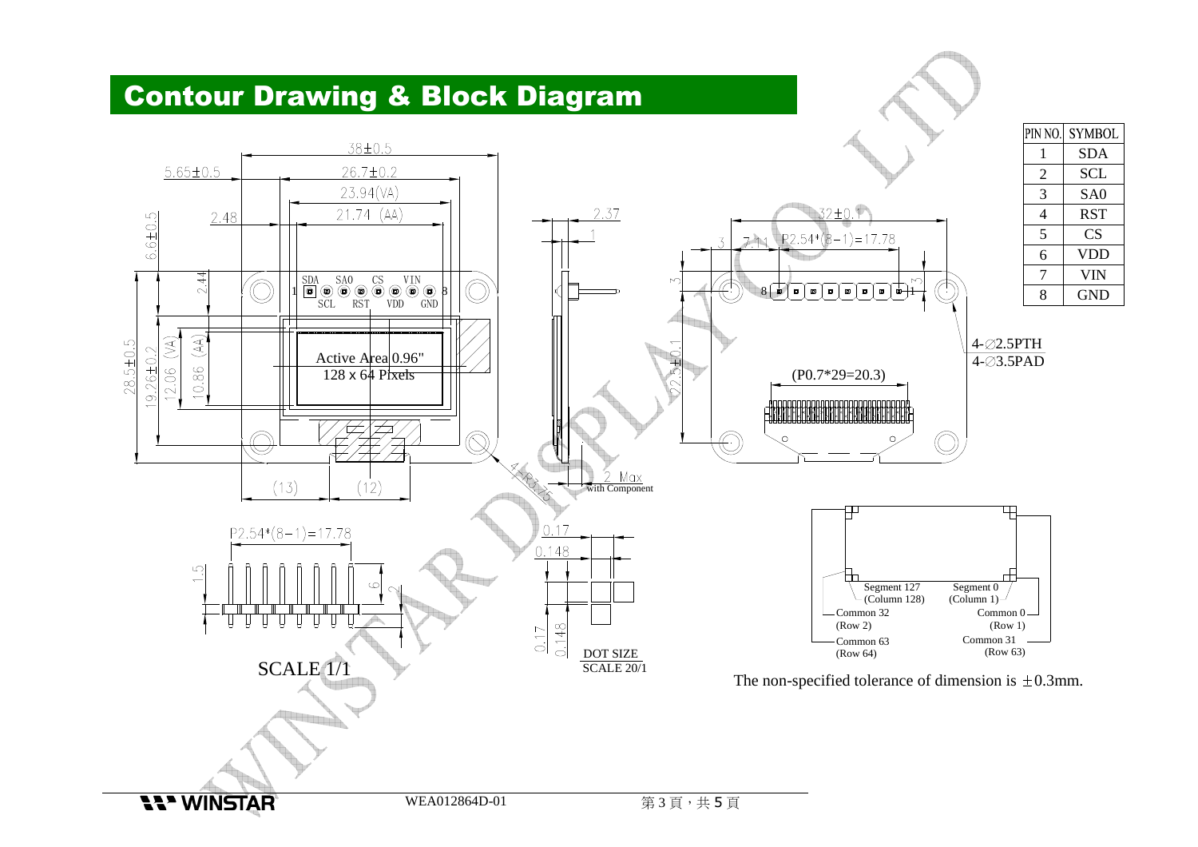# Contour Drawing & Block Diagram

| PIN NO. | SYMBOL |
|---|---|
| 1 | SDA |
| 2 | SCL |
| 3 | SA0 |
| 4 | RST |
| 5 | CS |
| 6 | VDD |
| 7 | VIN |
| 8 | GND |

38±0.5

5.65±0.5

26.7±0.2

23.94(VA)

21.74 (AA)

2.48

6.6±0.5

2.44

28.5±0.5

19.26±0.2

12.06 (VA)

10.86 (AA)

SDA SA0 CS VIN

SCL RST VDD GND

Active Area 0.96"

128 x 64 Pixels

(13) (12)

4-R3.75

2.37

1

2 Max with Component

32±0.1

3 7.11 P2.54*(8-1)=17.78

3

3

22.5±0.1

(P0.7*29=20.3)

4-∅2.5PTH

4-∅3.5PAD

P2.54*(8-1)=17.78

1.5

6

2

SCALE 1/1

0.17

0.148

0.17

0.148

DOT SIZE

SCALE 20/1

Segment 127 (Column 128)

Segment 0 (Column 1)

Common 32 (Row 2)

Common 0 (Row 1)

Common 63 (Row 64)

Common 31 (Row 63)

The non-specified tolerance of dimension is ±0.3mm.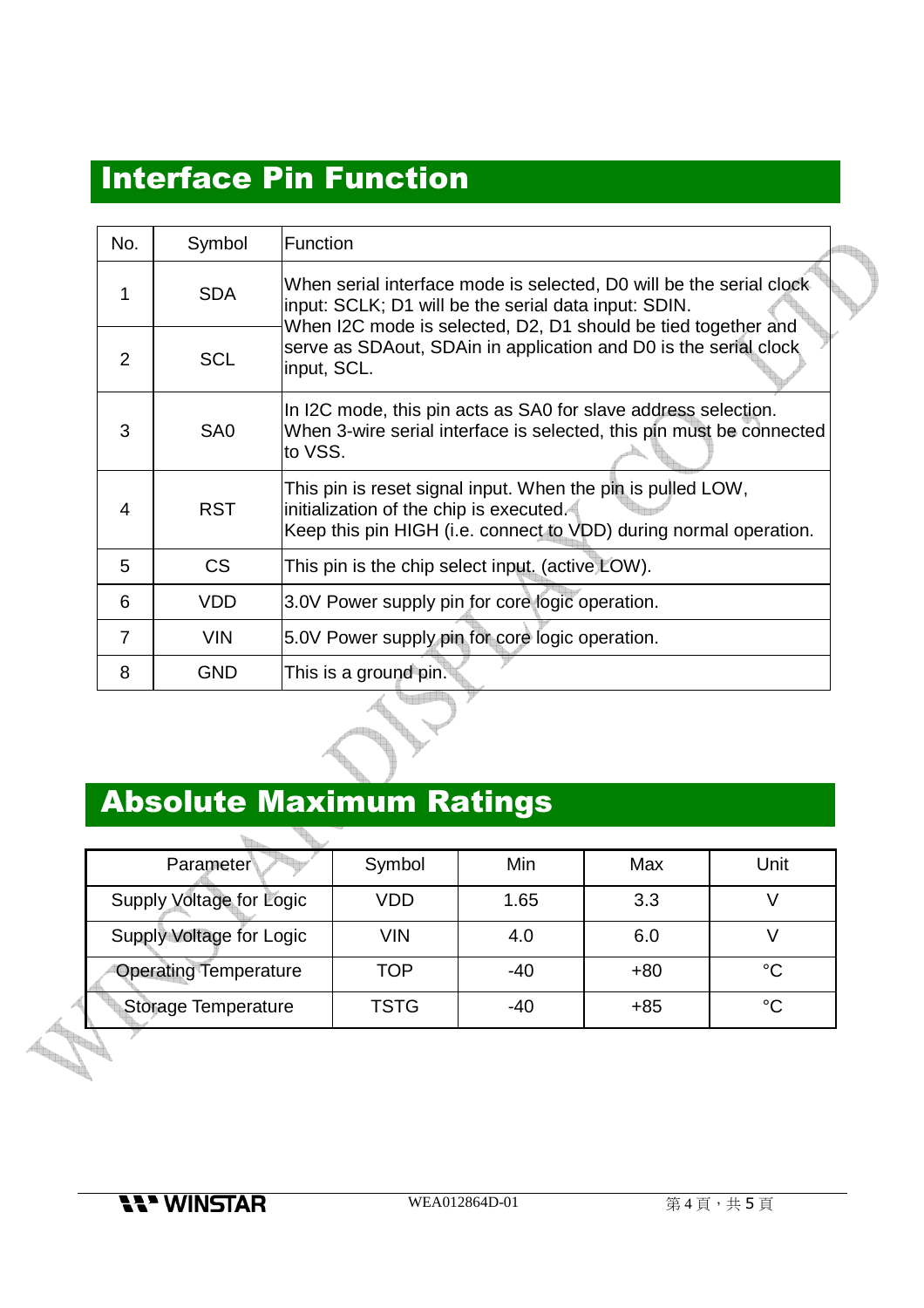## Interface Pin Function

| No. | Symbol | Function |
|---|---|---|
| 1 | SDA | When serial interface mode is selected, D0 will be the serial clock input: SCLK; D1 will be the serial data input: SDIN. When I2C mode is selected, D2, D1 should be tied together and serve as SDAout, SDAin in application and D0 is the serial clock input, SCL. |
| 2 | SCL | |
| 3 | SA0 | In I2C mode, this pin acts as SA0 for slave address selection. When 3-wire serial interface is selected, this pin must be connected to VSS. |
| 4 | RST | This pin is reset signal input. When the pin is pulled LOW, initialization of the chip is executed. Keep this pin HIGH (i.e. connect to VDD) during normal operation. |
| 5 | CS | This pin is the chip select input. (active LOW). |
| 6 | VDD | 3.0V Power supply pin for core logic operation. |
| 7 | VIN | 5.0V Power supply pin for core logic operation. |
| 8 | GND | This is a ground pin. |

## Absolute Maximum Ratings

| Parameter | Symbol | Min | Max | Unit |
|---|---|---|---|---|
| Supply Voltage for Logic | VDD | 1.65 | 3.3 | V |
| Supply Voltage for Logic | VIN | 4.0 | 6.0 | V |
| Operating Temperature | TOP | -40 | +80 | °C |
| Storage Temperature | TSTG | -40 | +85 | °C |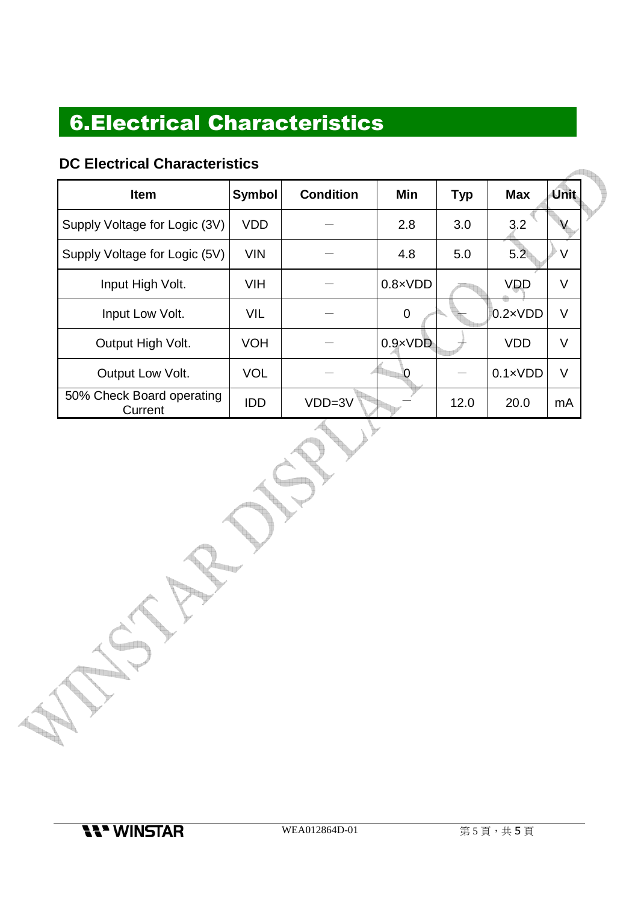# 6.Electrical Characteristics

## DC Electrical Characteristics

| Item | Symbol | Condition | Min | Typ | Max | Unit |
|---|---|---|---|---|---|---|
| Supply Voltage for Logic (3V) | VDD | － | 2.8 | 3.0 | 3.2 | V |
| Supply Voltage for Logic (5V) | VIN | － | 4.8 | 5.0 | 5.2 | V |
| Input High Volt. | VIH | － | 0.8×VDD | － | VDD | V |
| Input Low Volt. | VIL | － | 0 | － | 0.2×VDD | V |
| Output High Volt. | VOH | － | 0.9×VDD | － | VDD | V |
| Output Low Volt. | VOL | － | 0 | － | 0.1×VDD | V |
| 50% Check Board operating Current | IDD | VDD=3V | － | 12.0 | 20.0 | mA |